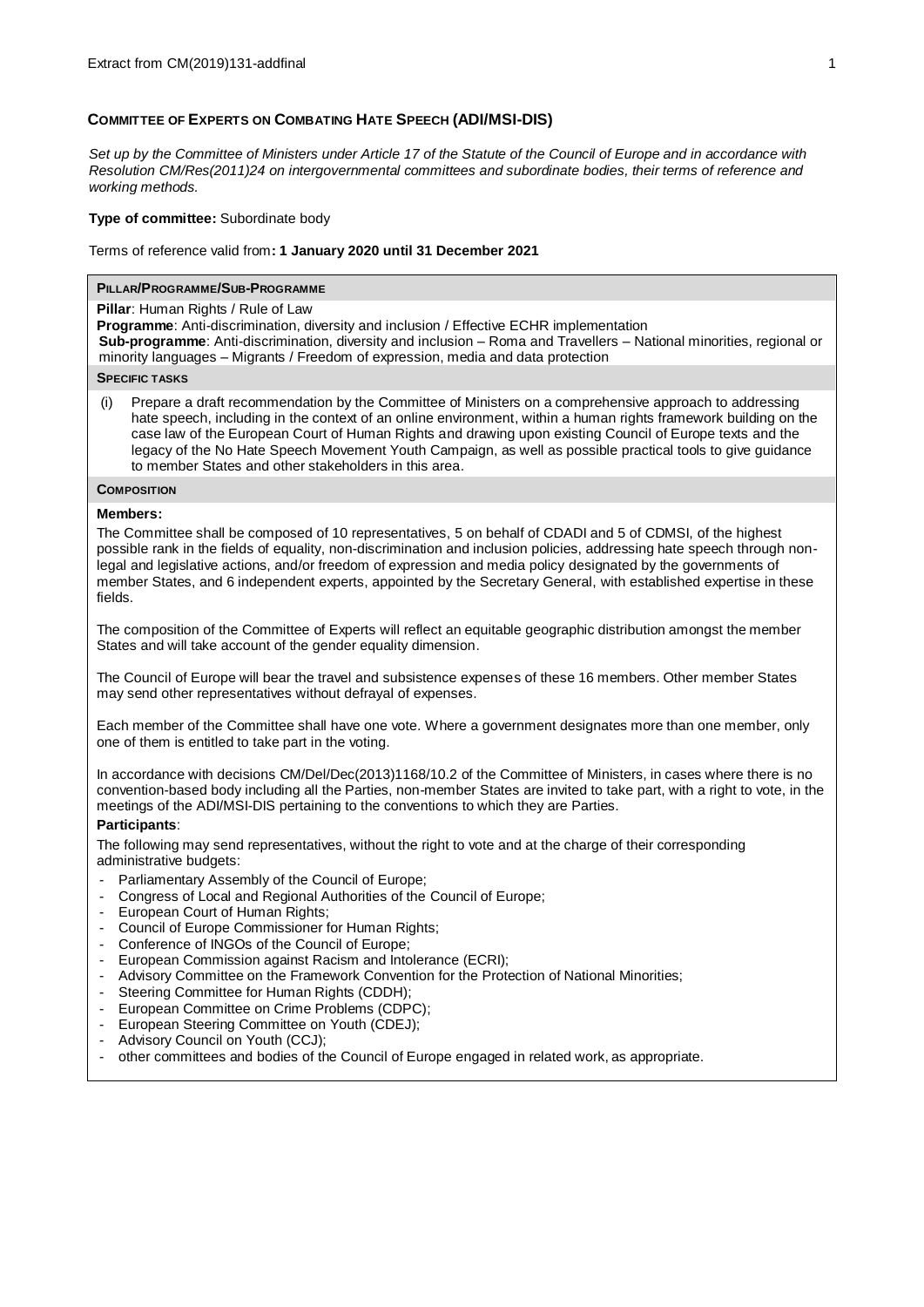Extract from CM(2019)131-addfinal

## COMMITTEE OF EXPERTS ON COMBATING HATE SPEECH (ADI/MSI-DIS)

*Set up by the Committee of Ministers under Article 17 of the Statute of the Council of Europe and in accordance with Resolution CM/Res(2011)24 on intergovernmental committees and subordinate bodies, their terms of reference and working methods.*

**Type of committee:** Subordinate body

Terms of reference valid from**: 1 January 2020 until 31 December 2021**

### PILLAR/PROGRAMME/SUB-PROGRAMME

**Pillar**: Human Rights / Rule of Law
**Programme**: Anti-discrimination, diversity and inclusion / Effective ECHR implementation
**Sub-programme**: Anti-discrimination, diversity and inclusion – Roma and Travellers – National minorities, regional or minority languages – Migrants / Freedom of expression, media and data protection

### SPECIFIC TASKS

(i) Prepare a draft recommendation by the Committee of Ministers on a comprehensive approach to addressing hate speech, including in the context of an online environment, within a human rights framework building on the case law of the European Court of Human Rights and drawing upon existing Council of Europe texts and the legacy of the No Hate Speech Movement Youth Campaign, as well as possible practical tools to give guidance to member States and other stakeholders in this area.

### COMPOSITION

**Members:**

The Committee shall be composed of 10 representatives, 5 on behalf of CDADI and 5 of CDMSI, of the highest possible rank in the fields of equality, non-discrimination and inclusion policies, addressing hate speech through non-legal and legislative actions, and/or freedom of expression and media policy designated by the governments of member States, and 6 independent experts, appointed by the Secretary General, with established expertise in these fields.

The composition of the Committee of Experts will reflect an equitable geographic distribution amongst the member States and will take account of the gender equality dimension.

The Council of Europe will bear the travel and subsistence expenses of these 16 members. Other member States may send other representatives without defrayal of expenses.

Each member of the Committee shall have one vote. Where a government designates more than one member, only one of them is entitled to take part in the voting.

In accordance with decisions CM/Del/Dec(2013)1168/10.2 of the Committee of Ministers, in cases where there is no convention-based body including all the Parties, non-member States are invited to take part, with a right to vote, in the meetings of the ADI/MSI-DIS pertaining to the conventions to which they are Parties.

**Participants**:

The following may send representatives, without the right to vote and at the charge of their corresponding administrative budgets:

- Parliamentary Assembly of the Council of Europe;
- Congress of Local and Regional Authorities of the Council of Europe;
- European Court of Human Rights;
- Council of Europe Commissioner for Human Rights;
- Conference of INGOs of the Council of Europe;
- European Commission against Racism and Intolerance (ECRI);
- Advisory Committee on the Framework Convention for the Protection of National Minorities;
- Steering Committee for Human Rights (CDDH);
- European Committee on Crime Problems (CDPC);
- European Steering Committee on Youth (CDEJ);
- Advisory Council on Youth (CCJ);
- other committees and bodies of the Council of Europe engaged in related work, as appropriate.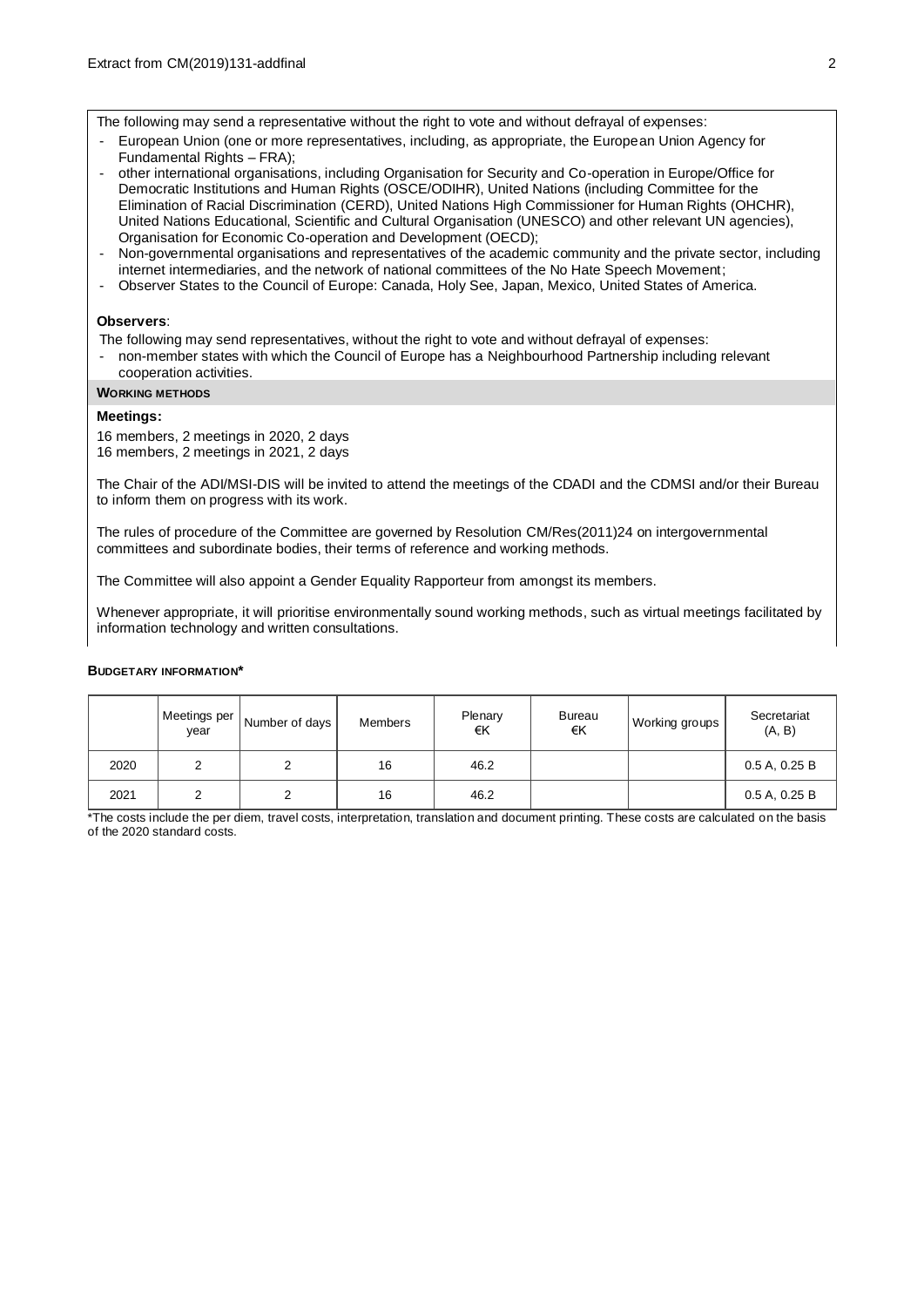The following may send a representative without the right to vote and without defrayal of expenses:

- European Union (one or more representatives, including, as appropriate, the European Union Agency for Fundamental Rights – FRA);
- other international organisations, including Organisation for Security and Co-operation in Europe/Office for Democratic Institutions and Human Rights (OSCE/ODIHR), United Nations (including Committee for the Elimination of Racial Discrimination (CERD), United Nations High Commissioner for Human Rights (OHCHR), United Nations Educational, Scientific and Cultural Organisation (UNESCO) and other relevant UN agencies), Organisation for Economic Co-operation and Development (OECD);
- Non-governmental organisations and representatives of the academic community and the private sector, including internet intermediaries, and the network of national committees of the No Hate Speech Movement;
- Observer States to the Council of Europe: Canada, Holy See, Japan, Mexico, United States of America.

**Observers**:

The following may send representatives, without the right to vote and without defrayal of expenses:

- non-member states with which the Council of Europe has a Neighbourhood Partnership including relevant cooperation activities.

**WORKING METHODS**

**Meetings:**

16 members, 2 meetings in 2020, 2 days
16 members, 2 meetings in 2021, 2 days

The Chair of the ADI/MSI-DIS will be invited to attend the meetings of the CDADI and the CDMSI and/or their Bureau to inform them on progress with its work.

The rules of procedure of the Committee are governed by Resolution CM/Res(2011)24 on intergovernmental committees and subordinate bodies, their terms of reference and working methods.

The Committee will also appoint a Gender Equality Rapporteur from amongst its members.

Whenever appropriate, it will prioritise environmentally sound working methods, such as virtual meetings facilitated by information technology and written consultations.

**BUDGETARY INFORMATION***

| | Meetings per year | Number of days | Members | Plenary €K | Bureau €K | Working groups | Secretariat (A, B) |
|---|---|---|---|---|---|---|---|
| 2020 | 2 | 2 | 16 | 46.2 | | | 0.5 A, 0.25 B |
| 2021 | 2 | 2 | 16 | 46.2 | | | 0.5 A, 0.25 B |

*The costs include the per diem, travel costs, interpretation, translation and document printing. These costs are calculated on the basis of the 2020 standard costs.